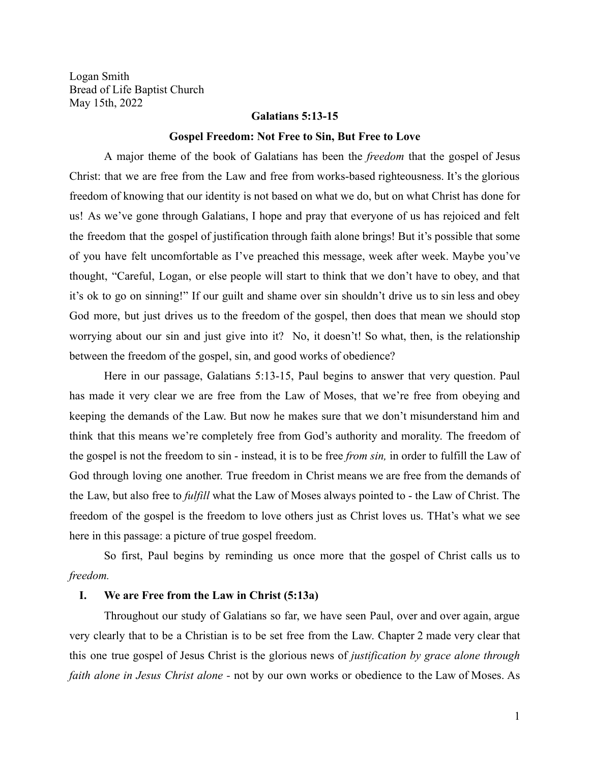Logan Smith
Bread of Life Baptist Church
May 15th, 2022

**Galatians 5:13-15**

**Gospel Freedom: Not Free to Sin, But Free to Love**

A major theme of the book of Galatians has been the *freedom* that the gospel of Jesus Christ: that we are free from the Law and free from works-based righteousness. It's the glorious freedom of knowing that our identity is not based on what we do, but on what Christ has done for us! As we've gone through Galatians, I hope and pray that everyone of us has rejoiced and felt the freedom that the gospel of justification through faith alone brings! But it's possible that some of you have felt uncomfortable as I've preached this message, week after week. Maybe you've thought, "Careful, Logan, or else people will start to think that we don't have to obey, and that it's ok to go on sinning!" If our guilt and shame over sin shouldn't drive us to sin less and obey God more, but just drives us to the freedom of the gospel, then does that mean we should stop worrying about our sin and just give into it? No, it doesn't! So what, then, is the relationship between the freedom of the gospel, sin, and good works of obedience?

Here in our passage, Galatians 5:13-15, Paul begins to answer that very question. Paul has made it very clear we are free from the Law of Moses, that we're free from obeying and keeping the demands of the Law. But now he makes sure that we don't misunderstand him and think that this means we're completely free from God's authority and morality. The freedom of the gospel is not the freedom to sin - instead, it is to be free *from sin,* in order to fulfill the Law of God through loving one another. True freedom in Christ means we are free from the demands of the Law, but also free to *fulfill* what the Law of Moses always pointed to - the Law of Christ. The freedom of the gospel is the freedom to love others just as Christ loves us. THat's what we see here in this passage: a picture of true gospel freedom.

So first, Paul begins by reminding us once more that the gospel of Christ calls us to *freedom.*

**I. We are Free from the Law in Christ (5:13a)**

Throughout our study of Galatians so far, we have seen Paul, over and over again, argue very clearly that to be a Christian is to be set free from the Law. Chapter 2 made very clear that this one true gospel of Jesus Christ is the glorious news of *justification by grace alone through faith alone in Jesus Christ alone -* not by our own works or obedience to the Law of Moses. As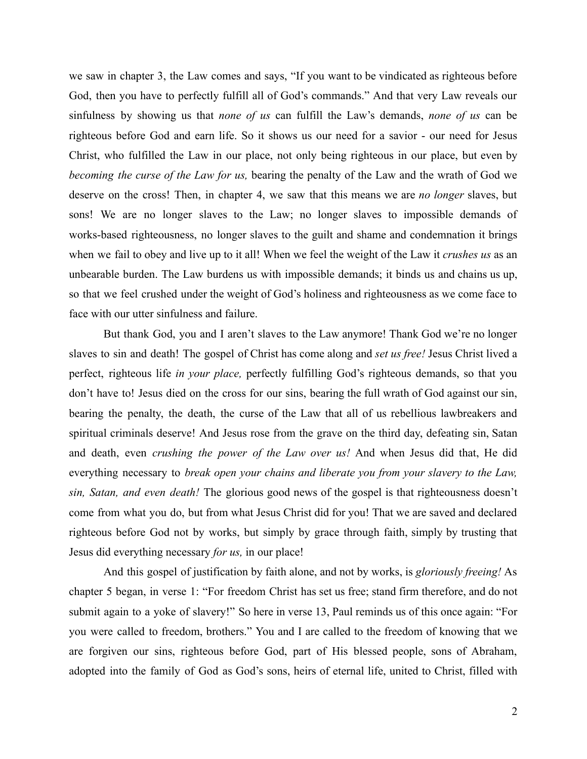we saw in chapter 3, the Law comes and says, "If you want to be vindicated as righteous before God, then you have to perfectly fulfill all of God's commands." And that very Law reveals our sinfulness by showing us that *none of us* can fulfill the Law's demands, *none of us* can be righteous before God and earn life. So it shows us our need for a savior - our need for Jesus Christ, who fulfilled the Law in our place, not only being righteous in our place, but even by *becoming the curse of the Law for us,* bearing the penalty of the Law and the wrath of God we deserve on the cross! Then, in chapter 4, we saw that this means we are *no longer* slaves, but sons! We are no longer slaves to the Law; no longer slaves to impossible demands of works-based righteousness, no longer slaves to the guilt and shame and condemnation it brings when we fail to obey and live up to it all! When we feel the weight of the Law it *crushes us* as an unbearable burden. The Law burdens us with impossible demands; it binds us and chains us up, so that we feel crushed under the weight of God's holiness and righteousness as we come face to face with our utter sinfulness and failure.

But thank God, you and I aren't slaves to the Law anymore! Thank God we're no longer slaves to sin and death! The gospel of Christ has come along and *set us free!* Jesus Christ lived a perfect, righteous life *in your place,* perfectly fulfilling God's righteous demands, so that you don't have to! Jesus died on the cross for our sins, bearing the full wrath of God against our sin, bearing the penalty, the death, the curse of the Law that all of us rebellious lawbreakers and spiritual criminals deserve! And Jesus rose from the grave on the third day, defeating sin, Satan and death, even *crushing the power of the Law over us!* And when Jesus did that, He did everything necessary to *break open your chains and liberate you from your slavery to the Law, sin, Satan, and even death!* The glorious good news of the gospel is that righteousness doesn't come from what you do, but from what Jesus Christ did for you! That we are saved and declared righteous before God not by works, but simply by grace through faith, simply by trusting that Jesus did everything necessary *for us,* in our place!

And this gospel of justification by faith alone, and not by works, is *gloriously freeing!* As chapter 5 began, in verse 1: "For freedom Christ has set us free; stand firm therefore, and do not submit again to a yoke of slavery!" So here in verse 13, Paul reminds us of this once again: "For you were called to freedom, brothers." You and I are called to the freedom of knowing that we are forgiven our sins, righteous before God, part of His blessed people, sons of Abraham, adopted into the family of God as God's sons, heirs of eternal life, united to Christ, filled with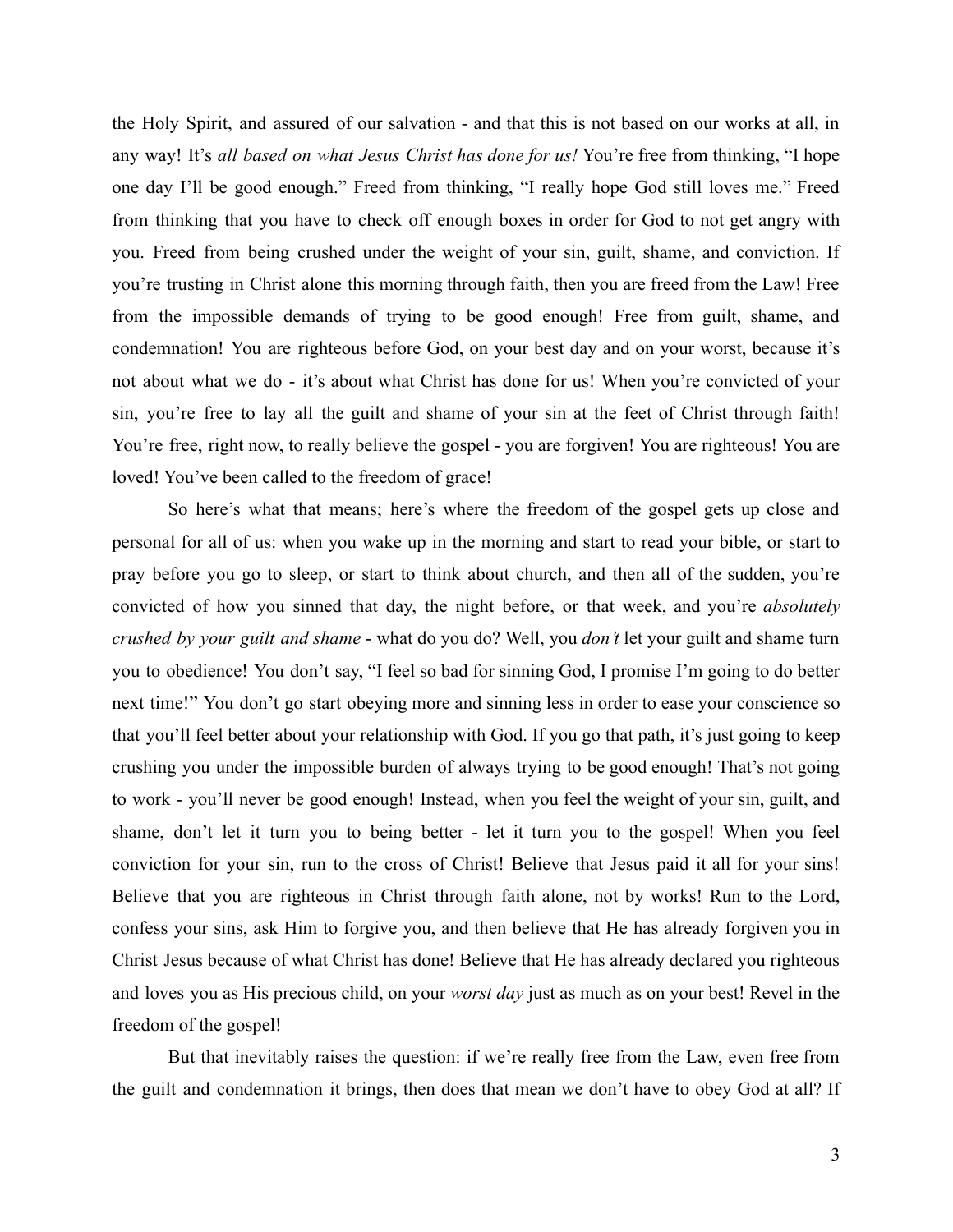the Holy Spirit, and assured of our salvation - and that this is not based on our works at all, in any way! It's *all based on what Jesus Christ has done for us!* You're free from thinking, "I hope one day I'll be good enough." Freed from thinking, "I really hope God still loves me." Freed from thinking that you have to check off enough boxes in order for God to not get angry with you. Freed from being crushed under the weight of your sin, guilt, shame, and conviction. If you're trusting in Christ alone this morning through faith, then you are freed from the Law! Free from the impossible demands of trying to be good enough! Free from guilt, shame, and condemnation! You are righteous before God, on your best day and on your worst, because it's not about what we do - it's about what Christ has done for us! When you're convicted of your sin, you're free to lay all the guilt and shame of your sin at the feet of Christ through faith! You're free, right now, to really believe the gospel - you are forgiven! You are righteous! You are loved! You've been called to the freedom of grace!

So here's what that means; here's where the freedom of the gospel gets up close and personal for all of us: when you wake up in the morning and start to read your bible, or start to pray before you go to sleep, or start to think about church, and then all of the sudden, you're convicted of how you sinned that day, the night before, or that week, and you're *absolutely crushed by your guilt and shame* - what do you do? Well, you *don't* let your guilt and shame turn you to obedience! You don't say, "I feel so bad for sinning God, I promise I'm going to do better next time!" You don't go start obeying more and sinning less in order to ease your conscience so that you'll feel better about your relationship with God. If you go that path, it's just going to keep crushing you under the impossible burden of always trying to be good enough! That's not going to work - you'll never be good enough! Instead, when you feel the weight of your sin, guilt, and shame, don't let it turn you to being better - let it turn you to the gospel! When you feel conviction for your sin, run to the cross of Christ! Believe that Jesus paid it all for your sins! Believe that you are righteous in Christ through faith alone, not by works! Run to the Lord, confess your sins, ask Him to forgive you, and then believe that He has already forgiven you in Christ Jesus because of what Christ has done! Believe that He has already declared you righteous and loves you as His precious child, on your *worst day* just as much as on your best! Revel in the freedom of the gospel!

But that inevitably raises the question: if we're really free from the Law, even free from the guilt and condemnation it brings, then does that mean we don't have to obey God at all? If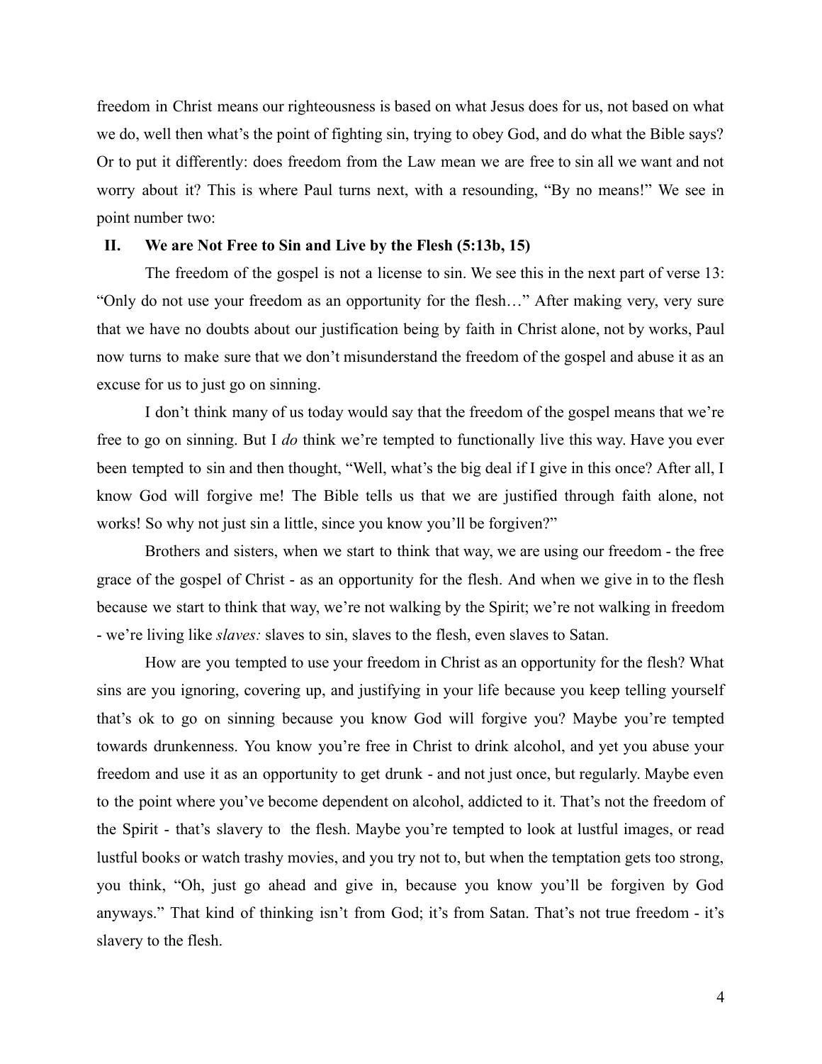freedom in Christ means our righteousness is based on what Jesus does for us, not based on what we do, well then what's the point of fighting sin, trying to obey God, and do what the Bible says? Or to put it differently: does freedom from the Law mean we are free to sin all we want and not worry about it? This is where Paul turns next, with a resounding, "By no means!" We see in point number two:

## II. We are Not Free to Sin and Live by the Flesh (5:13b, 15)

The freedom of the gospel is not a license to sin. We see this in the next part of verse 13: "Only do not use your freedom as an opportunity for the flesh…" After making very, very sure that we have no doubts about our justification being by faith in Christ alone, not by works, Paul now turns to make sure that we don't misunderstand the freedom of the gospel and abuse it as an excuse for us to just go on sinning.

I don't think many of us today would say that the freedom of the gospel means that we're free to go on sinning. But I *do* think we're tempted to functionally live this way. Have you ever been tempted to sin and then thought, "Well, what's the big deal if I give in this once? After all, I know God will forgive me! The Bible tells us that we are justified through faith alone, not works! So why not just sin a little, since you know you'll be forgiven?"

Brothers and sisters, when we start to think that way, we are using our freedom - the free grace of the gospel of Christ - as an opportunity for the flesh. And when we give in to the flesh because we start to think that way, we're not walking by the Spirit; we're not walking in freedom - we're living like *slaves:* slaves to sin, slaves to the flesh, even slaves to Satan.

How are you tempted to use your freedom in Christ as an opportunity for the flesh? What sins are you ignoring, covering up, and justifying in your life because you keep telling yourself that's ok to go on sinning because you know God will forgive you? Maybe you're tempted towards drunkenness. You know you're free in Christ to drink alcohol, and yet you abuse your freedom and use it as an opportunity to get drunk - and not just once, but regularly. Maybe even to the point where you've become dependent on alcohol, addicted to it. That's not the freedom of the Spirit - that's slavery to the flesh. Maybe you're tempted to look at lustful images, or read lustful books or watch trashy movies, and you try not to, but when the temptation gets too strong, you think, "Oh, just go ahead and give in, because you know you'll be forgiven by God anyways." That kind of thinking isn't from God; it's from Satan. That's not true freedom - it's slavery to the flesh.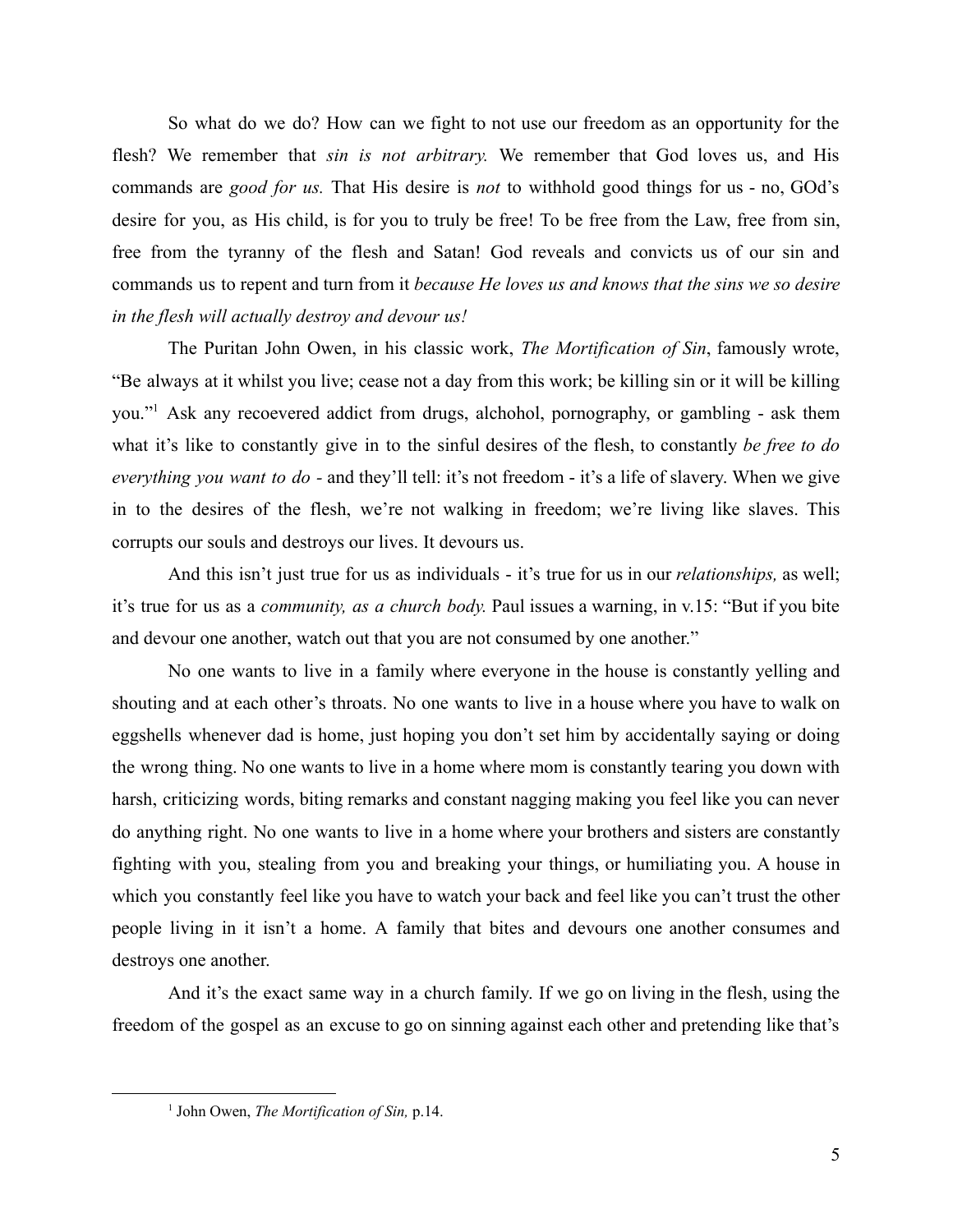So what do we do? How can we fight to not use our freedom as an opportunity for the flesh? We remember that *sin is not arbitrary.* We remember that God loves us, and His commands are *good for us.* That His desire is *not* to withhold good things for us - no, GOd's desire for you, as His child, is for you to truly be free! To be free from the Law, free from sin, free from the tyranny of the flesh and Satan! God reveals and convicts us of our sin and commands us to repent and turn from it *because He loves us and knows that the sins we so desire in the flesh will actually destroy and devour us!*

The Puritan John Owen, in his classic work, *The Mortification of Sin*, famously wrote, "Be always at it whilst you live; cease not a day from this work; be killing sin or it will be killing you."[1] Ask any recoevered addict from drugs, alchohol, pornography, or gambling - ask them what it's like to constantly give in to the sinful desires of the flesh, to constantly *be free to do everything you want to do* - and they'll tell: it's not freedom - it's a life of slavery. When we give in to the desires of the flesh, we're not walking in freedom; we're living like slaves. This corrupts our souls and destroys our lives. It devours us.

And this isn't just true for us as individuals - it's true for us in our *relationships,* as well; it's true for us as a *community, as a church body.* Paul issues a warning, in v.15: "But if you bite and devour one another, watch out that you are not consumed by one another."

No one wants to live in a family where everyone in the house is constantly yelling and shouting and at each other's throats. No one wants to live in a house where you have to walk on eggshells whenever dad is home, just hoping you don't set him by accidentally saying or doing the wrong thing. No one wants to live in a home where mom is constantly tearing you down with harsh, criticizing words, biting remarks and constant nagging making you feel like you can never do anything right. No one wants to live in a home where your brothers and sisters are constantly fighting with you, stealing from you and breaking your things, or humiliating you. A house in which you constantly feel like you have to watch your back and feel like you can't trust the other people living in it isn't a home. A family that bites and devours one another consumes and destroys one another.

And it's the exact same way in a church family. If we go on living in the flesh, using the freedom of the gospel as an excuse to go on sinning against each other and pretending like that's

---

[1] John Owen, *The Mortification of Sin,* p.14.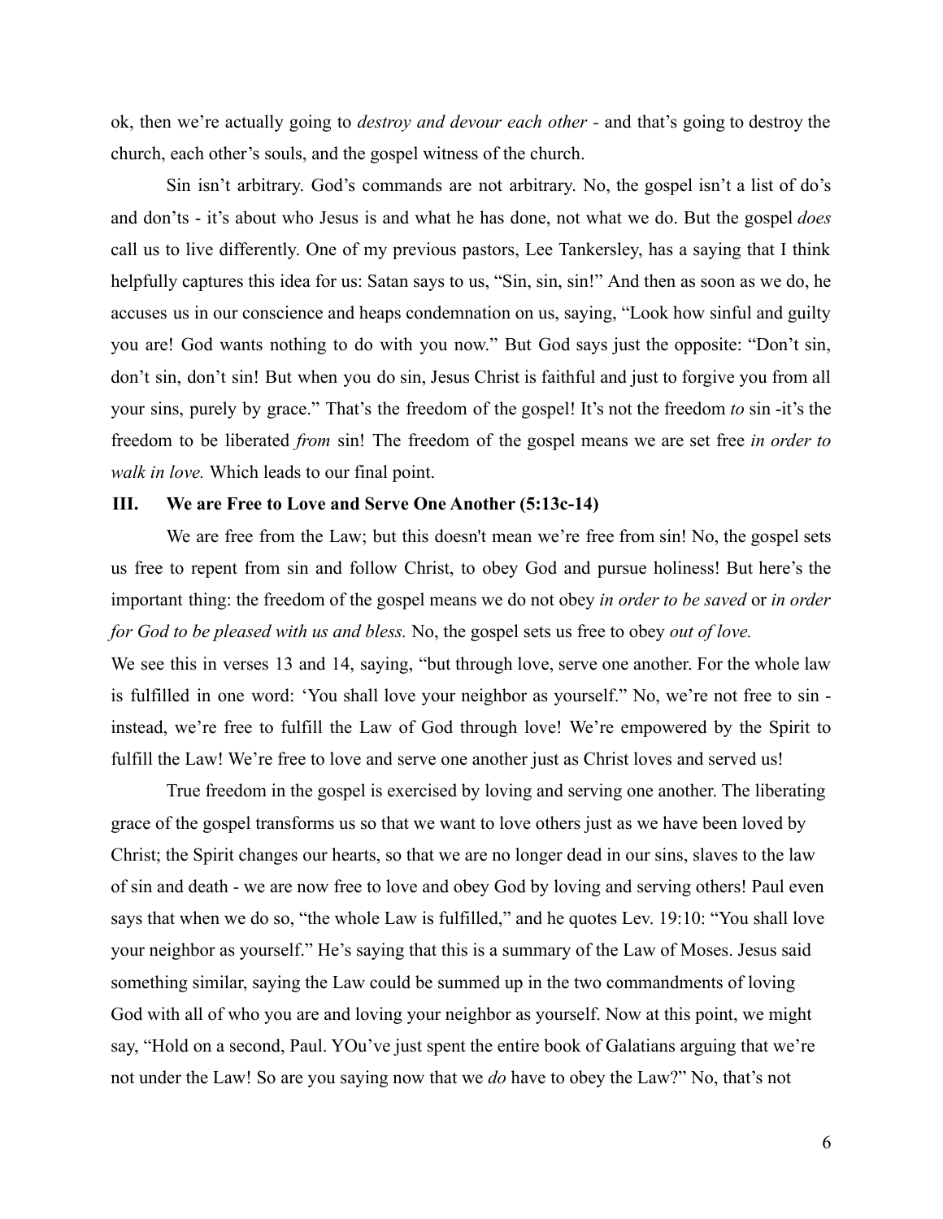ok, then we're actually going to *destroy and devour each other* - and that's going to destroy the church, each other's souls, and the gospel witness of the church.

Sin isn't arbitrary. God's commands are not arbitrary. No, the gospel isn't a list of do's and don'ts - it's about who Jesus is and what he has done, not what we do. But the gospel *does* call us to live differently. One of my previous pastors, Lee Tankersley, has a saying that I think helpfully captures this idea for us: Satan says to us, "Sin, sin, sin!" And then as soon as we do, he accuses us in our conscience and heaps condemnation on us, saying, "Look how sinful and guilty you are! God wants nothing to do with you now." But God says just the opposite: "Don't sin, don't sin, don't sin! But when you do sin, Jesus Christ is faithful and just to forgive you from all your sins, purely by grace." That's the freedom of the gospel! It's not the freedom *to* sin -it's the freedom to be liberated *from* sin! The freedom of the gospel means we are set free *in order to walk in love.* Which leads to our final point.

### III. We are Free to Love and Serve One Another (5:13c-14)

We are free from the Law; but this doesn't mean we're free from sin! No, the gospel sets us free to repent from sin and follow Christ, to obey God and pursue holiness! But here's the important thing: the freedom of the gospel means we do not obey *in order to be saved* or *in order for God to be pleased with us and bless.* No, the gospel sets us free to obey *out of love.*

We see this in verses 13 and 14, saying, "but through love, serve one another. For the whole law is fulfilled in one word: 'You shall love your neighbor as yourself." No, we're not free to sin - instead, we're free to fulfill the Law of God through love! We're empowered by the Spirit to fulfill the Law! We're free to love and serve one another just as Christ loves and served us!

True freedom in the gospel is exercised by loving and serving one another. The liberating grace of the gospel transforms us so that we want to love others just as we have been loved by Christ; the Spirit changes our hearts, so that we are no longer dead in our sins, slaves to the law of sin and death - we are now free to love and obey God by loving and serving others! Paul even says that when we do so, "the whole Law is fulfilled," and he quotes Lev. 19:10: "You shall love your neighbor as yourself." He's saying that this is a summary of the Law of Moses. Jesus said something similar, saying the Law could be summed up in the two commandments of loving God with all of who you are and loving your neighbor as yourself. Now at this point, we might say, "Hold on a second, Paul. YOu've just spent the entire book of Galatians arguing that we're not under the Law! So are you saying now that we *do* have to obey the Law?" No, that's not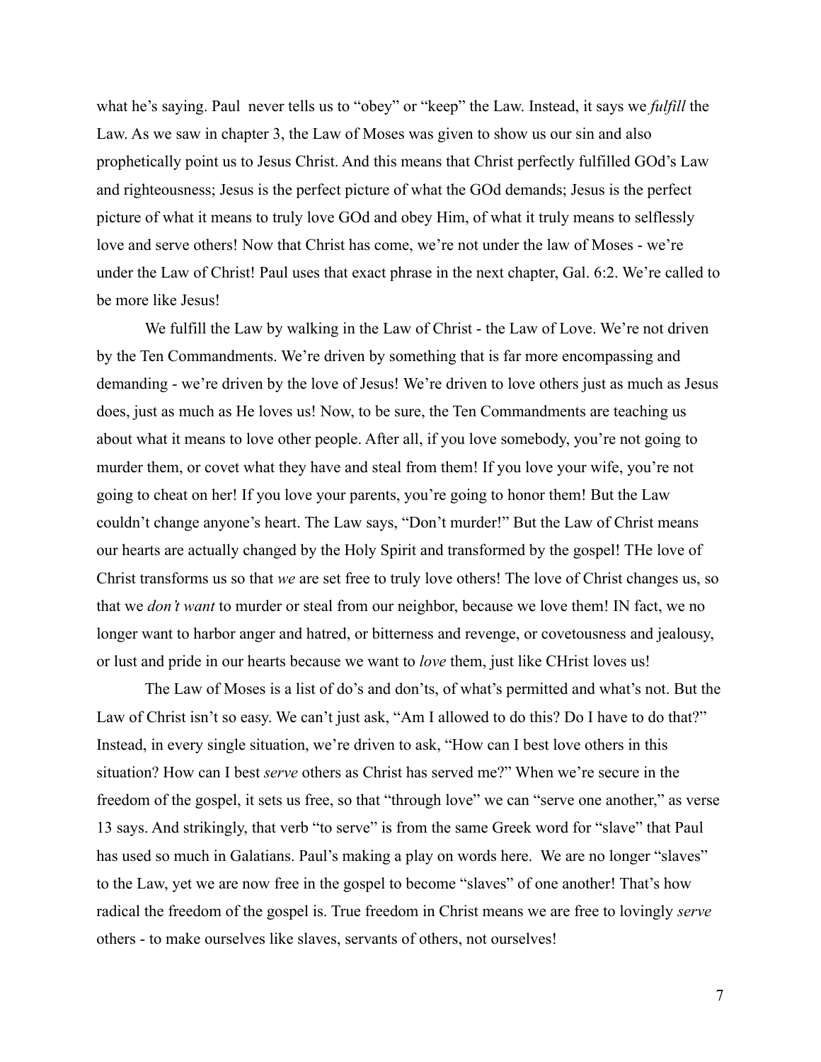what he's saying. Paul  never tells us to "obey" or "keep" the Law. Instead, it says we *fulfill* the Law. As we saw in chapter 3, the Law of Moses was given to show us our sin and also prophetically point us to Jesus Christ. And this means that Christ perfectly fulfilled GOd's Law and righteousness; Jesus is the perfect picture of what the GOd demands; Jesus is the perfect picture of what it means to truly love GOd and obey Him, of what it truly means to selflessly love and serve others! Now that Christ has come, we're not under the law of Moses - we're under the Law of Christ! Paul uses that exact phrase in the next chapter, Gal. 6:2. We're called to be more like Jesus!

We fulfill the Law by walking in the Law of Christ - the Law of Love. We're not driven by the Ten Commandments. We're driven by something that is far more encompassing and demanding - we're driven by the love of Jesus! We're driven to love others just as much as Jesus does, just as much as He loves us! Now, to be sure, the Ten Commandments are teaching us about what it means to love other people. After all, if you love somebody, you're not going to murder them, or covet what they have and steal from them! If you love your wife, you're not going to cheat on her! If you love your parents, you're going to honor them! But the Law couldn't change anyone's heart. The Law says, "Don't murder!" But the Law of Christ means our hearts are actually changed by the Holy Spirit and transformed by the gospel! THe love of Christ transforms us so that *we* are set free to truly love others! The love of Christ changes us, so that we *don't want* to murder or steal from our neighbor, because we love them! IN fact, we no longer want to harbor anger and hatred, or bitterness and revenge, or covetousness and jealousy, or lust and pride in our hearts because we want to *love* them, just like CHrist loves us!

The Law of Moses is a list of do's and don'ts, of what's permitted and what's not. But the Law of Christ isn't so easy. We can't just ask, "Am I allowed to do this? Do I have to do that?" Instead, in every single situation, we're driven to ask, "How can I best love others in this situation? How can I best *serve* others as Christ has served me?" When we're secure in the freedom of the gospel, it sets us free, so that "through love" we can "serve one another," as verse 13 says. And strikingly, that verb "to serve" is from the same Greek word for "slave" that Paul has used so much in Galatians. Paul's making a play on words here.  We are no longer "slaves" to the Law, yet we are now free in the gospel to become "slaves" of one another! That's how radical the freedom of the gospel is. True freedom in Christ means we are free to lovingly *serve* others - to make ourselves like slaves, servants of others, not ourselves!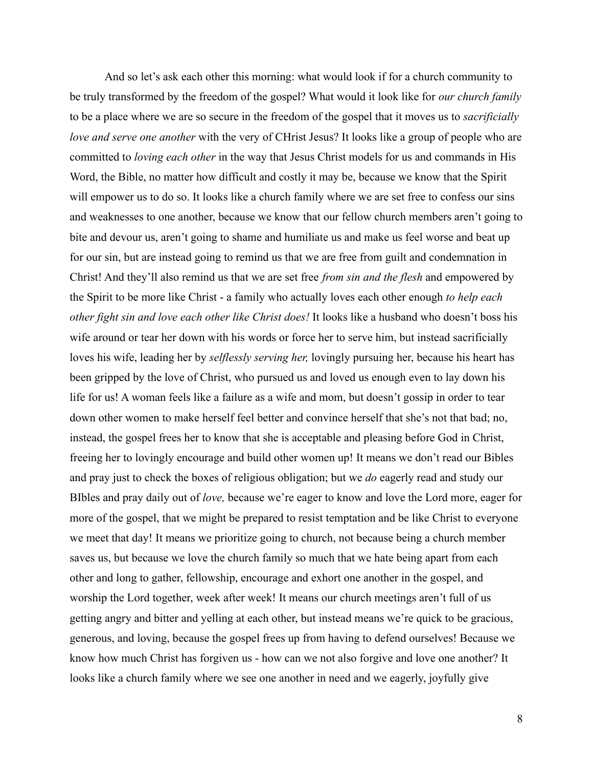And so let's ask each other this morning: what would look if for a church community to be truly transformed by the freedom of the gospel? What would it look like for *our church family* to be a place where we are so secure in the freedom of the gospel that it moves us to *sacrificially love and serve one another* with the very of CHrist Jesus? It looks like a group of people who are committed to *loving each other* in the way that Jesus Christ models for us and commands in His Word, the Bible, no matter how difficult and costly it may be, because we know that the Spirit will empower us to do so. It looks like a church family where we are set free to confess our sins and weaknesses to one another, because we know that our fellow church members aren't going to bite and devour us, aren't going to shame and humiliate us and make us feel worse and beat up for our sin, but are instead going to remind us that we are free from guilt and condemnation in Christ! And they'll also remind us that we are set free *from sin and the flesh* and empowered by the Spirit to be more like Christ - a family who actually loves each other enough *to help each other fight sin and love each other like Christ does!* It looks like a husband who doesn't boss his wife around or tear her down with his words or force her to serve him, but instead sacrificially loves his wife, leading her by *selflessly serving her,* lovingly pursuing her, because his heart has been gripped by the love of Christ, who pursued us and loved us enough even to lay down his life for us! A woman feels like a failure as a wife and mom, but doesn't gossip in order to tear down other women to make herself feel better and convince herself that she's not that bad; no, instead, the gospel frees her to know that she is acceptable and pleasing before God in Christ, freeing her to lovingly encourage and build other women up! It means we don't read our Bibles and pray just to check the boxes of religious obligation; but we *do* eagerly read and study our BIbles and pray daily out of *love,* because we're eager to know and love the Lord more, eager for more of the gospel, that we might be prepared to resist temptation and be like Christ to everyone we meet that day! It means we prioritize going to church, not because being a church member saves us, but because we love the church family so much that we hate being apart from each other and long to gather, fellowship, encourage and exhort one another in the gospel, and worship the Lord together, week after week! It means our church meetings aren't full of us getting angry and bitter and yelling at each other, but instead means we're quick to be gracious, generous, and loving, because the gospel frees up from having to defend ourselves! Because we know how much Christ has forgiven us - how can we not also forgive and love one another? It looks like a church family where we see one another in need and we eagerly, joyfully give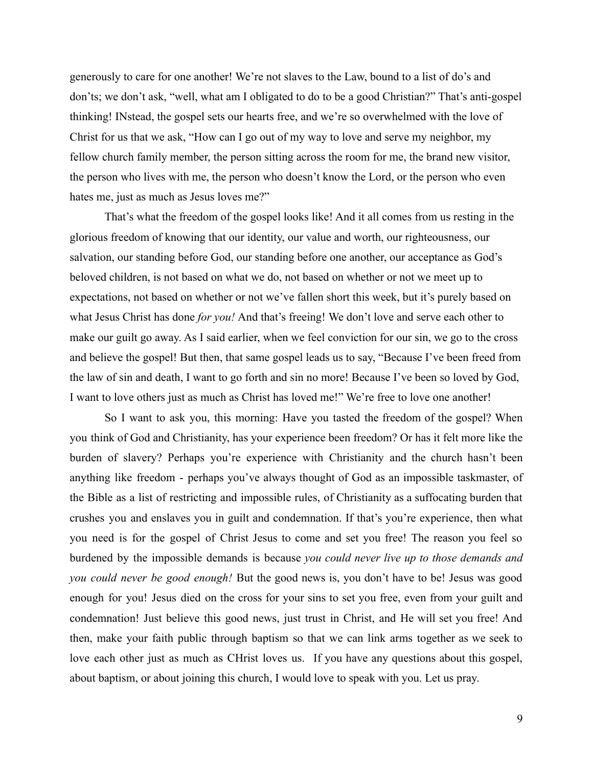generously to care for one another! We're not slaves to the Law, bound to a list of do's and don'ts; we don't ask, "well, what am I obligated to do to be a good Christian?" That's anti-gospel thinking! INstead, the gospel sets our hearts free, and we're so overwhelmed with the love of Christ for us that we ask, "How can I go out of my way to love and serve my neighbor, my fellow church family member, the person sitting across the room for me, the brand new visitor, the person who lives with me, the person who doesn't know the Lord, or the person who even hates me, just as much as Jesus loves me?"

That's what the freedom of the gospel looks like! And it all comes from us resting in the glorious freedom of knowing that our identity, our value and worth, our righteousness, our salvation, our standing before God, our standing before one another, our acceptance as God's beloved children, is not based on what we do, not based on whether or not we meet up to expectations, not based on whether or not we've fallen short this week, but it's purely based on what Jesus Christ has done *for you!* And that's freeing! We don't love and serve each other to make our guilt go away. As I said earlier, when we feel conviction for our sin, we go to the cross and believe the gospel! But then, that same gospel leads us to say, "Because I've been freed from the law of sin and death, I want to go forth and sin no more! Because I've been so loved by God, I want to love others just as much as Christ has loved me!" We're free to love one another!

So I want to ask you, this morning: Have you tasted the freedom of the gospel? When you think of God and Christianity, has your experience been freedom? Or has it felt more like the burden of slavery? Perhaps you're experience with Christianity and the church hasn't been anything like freedom - perhaps you've always thought of God as an impossible taskmaster, of the Bible as a list of restricting and impossible rules, of Christianity as a suffocating burden that crushes you and enslaves you in guilt and condemnation. If that's you're experience, then what you need is for the gospel of Christ Jesus to come and set you free! The reason you feel so burdened by the impossible demands is because *you could never live up to those demands and you could never be good enough!* But the good news is, you don't have to be! Jesus was good enough for you! Jesus died on the cross for your sins to set you free, even from your guilt and condemnation! Just believe this good news, just trust in Christ, and He will set you free! And then, make your faith public through baptism so that we can link arms together as we seek to love each other just as much as CHrist loves us. If you have any questions about this gospel, about baptism, or about joining this church, I would love to speak with you. Let us pray.